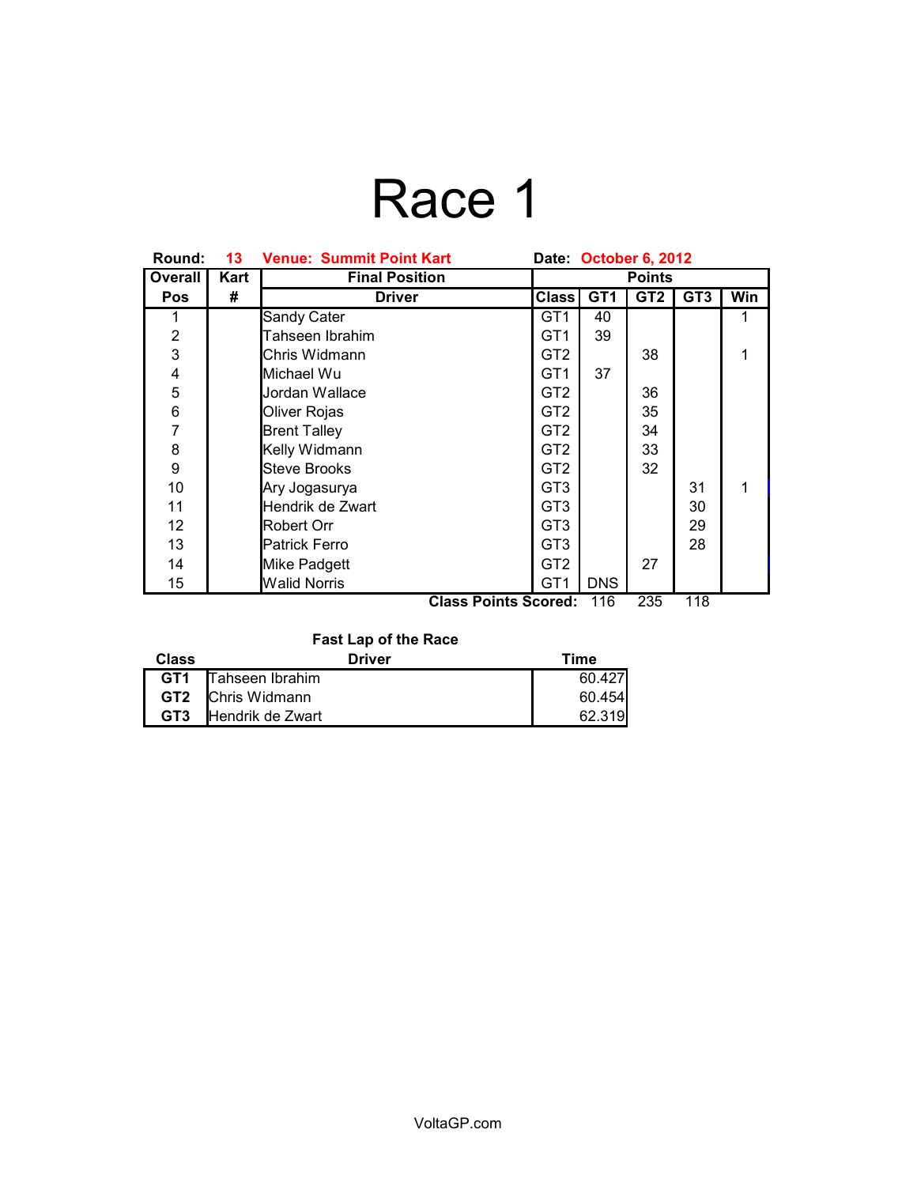# Race 1

**Round:** 13 **Venue: Summit Point Kart** **Date:** October 6, 2012

| Overall Pos | Kart # | Final Position Driver | Points Class | GT1 | GT2 | GT3 | Win |
|---|---|---|---|---|---|---|---|
| 1 | | Sandy Cater | GT1 | 40 | | | 1 |
| 2 | | Tahseen Ibrahim | GT1 | 39 | | | |
| 3 | | Chris Widmann | GT2 | | 38 | | 1 |
| 4 | | Michael Wu | GT1 | 37 | | | |
| 5 | | Jordan Wallace | GT2 | | 36 | | |
| 6 | | Oliver Rojas | GT2 | | 35 | | |
| 7 | | Brent Talley | GT2 | | 34 | | |
| 8 | | Kelly Widmann | GT2 | | 33 | | |
| 9 | | Steve Brooks | GT2 | | 32 | | |
| 10 | | Ary Jogasurya | GT3 | | | 31 | 1 |
| 11 | | Hendrik de Zwart | GT3 | | | 30 | |
| 12 | | Robert Orr | GT3 | | | 29 | |
| 13 | | Patrick Ferro | GT3 | | | 28 | |
| 14 | | Mike Padgett | GT2 | | 27 | | |
| 15 | | Walid Norris | GT1 | DNS | | | |
| | | | **Class Points Scored:** | 116 | 235 | 118 | |

**Fast Lap of the Race**

| Class | Driver | Time |
|---|---|---|
| **GT1** | Tahseen Ibrahim | 60.427 |
| **GT2** | Chris Widmann | 60.454 |
| **GT3** | Hendrik de Zwart | 62.319 |

VoltaGP.com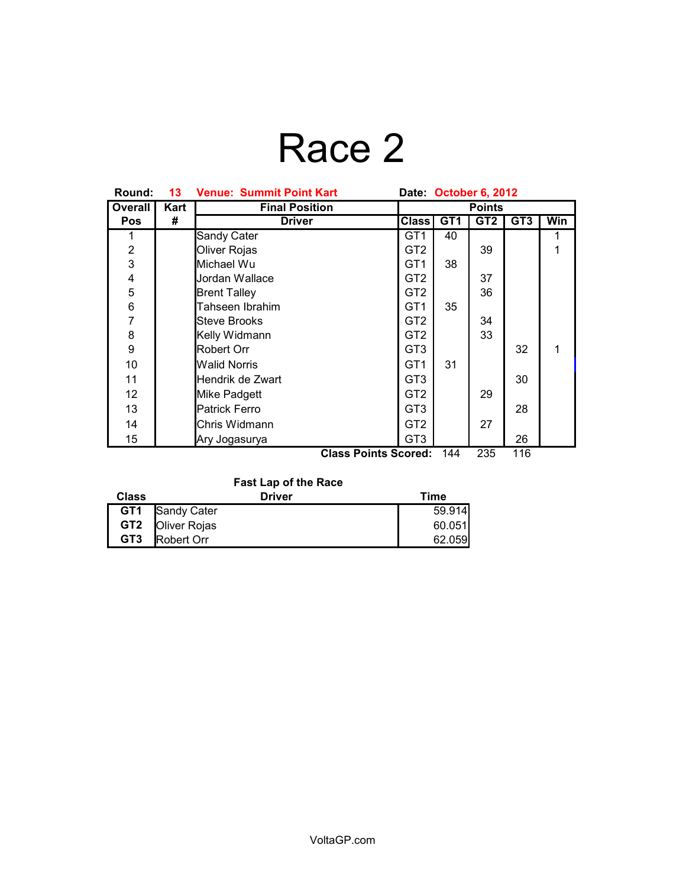# Race 2

**Round:** 13 **Venue: Summit Point Kart** **Date:** October 6, 2012

| Overall Pos | Kart # | Final Position Driver | Points Class | GT1 | GT2 | GT3 | Win |
|---|---|---|---|---|---|---|---|
| 1 | | Sandy Cater | GT1 | 40 | | | 1 |
| 2 | | Oliver Rojas | GT2 | | 39 | | 1 |
| 3 | | Michael Wu | GT1 | 38 | | | |
| 4 | | Jordan Wallace | GT2 | | 37 | | |
| 5 | | Brent Talley | GT2 | | 36 | | |
| 6 | | Tahseen Ibrahim | GT1 | 35 | | | |
| 7 | | Steve Brooks | GT2 | | 34 | | |
| 8 | | Kelly Widmann | GT2 | | 33 | | |
| 9 | | Robert Orr | GT3 | | | 32 | 1 |
| 10 | | Walid Norris | GT1 | 31 | | | |
| 11 | | Hendrik de Zwart | GT3 | | | 30 | |
| 12 | | Mike Padgett | GT2 | | 29 | | |
| 13 | | Patrick Ferro | GT3 | | | 28 | |
| 14 | | Chris Widmann | GT2 | | 27 | | |
| 15 | | Ary Jogasurya | GT3 | | | 26 | |
| | | | **Class Points Scored:** | 144 | 235 | 116 | |

**Fast Lap of the Race**

| Class | Driver | Time |
|---|---|---|
| **GT1** | Sandy Cater | 59.914 |
| **GT2** | Oliver Rojas | 60.051 |
| **GT3** | Robert Orr | 62.059 |

VoltaGP.com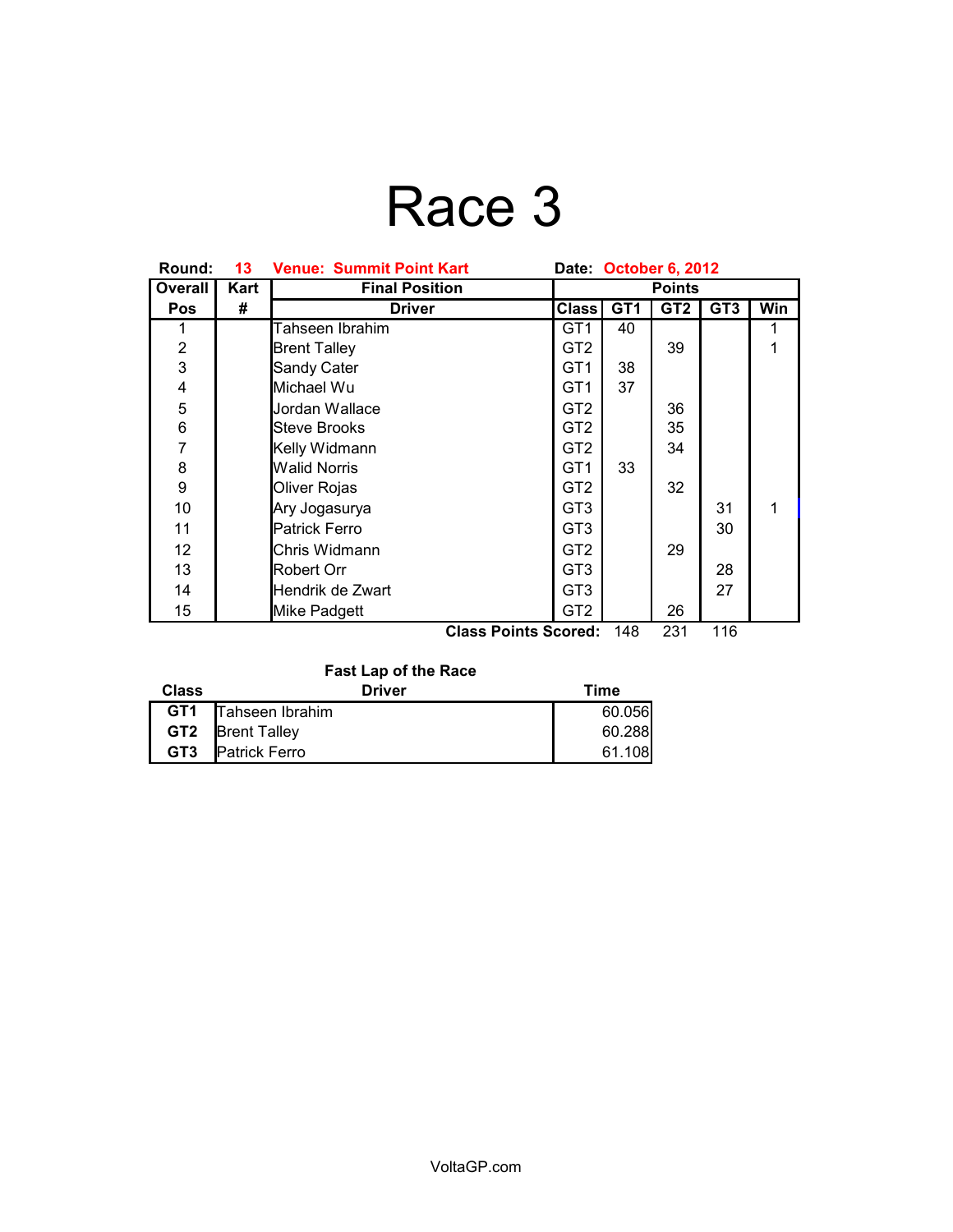# Race 3

**Round:** 13 **Venue: Summit Point Kart** **Date:** October 6, 2012

| Overall Pos | Kart # | Final Position Driver | Class | Points GT1 | Points GT2 | Points GT3 | Win |
|---|---|---|---|---|---|---|---|
| 1 | | Tahseen Ibrahim | GT1 | 40 | | | 1 |
| 2 | | Brent Talley | GT2 | | 39 | | 1 |
| 3 | | Sandy Cater | GT1 | 38 | | | |
| 4 | | Michael Wu | GT1 | 37 | | | |
| 5 | | Jordan Wallace | GT2 | | 36 | | |
| 6 | | Steve Brooks | GT2 | | 35 | | |
| 7 | | Kelly Widmann | GT2 | | 34 | | |
| 8 | | Walid Norris | GT1 | 33 | | | |
| 9 | | Oliver Rojas | GT2 | | 32 | | |
| 10 | | Ary Jogasurya | GT3 | | | 31 | 1 |
| 11 | | Patrick Ferro | GT3 | | | 30 | |
| 12 | | Chris Widmann | GT2 | | 29 | | |
| 13 | | Robert Orr | GT3 | | | 28 | |
| 14 | | Hendrik de Zwart | GT3 | | | 27 | |
| 15 | | Mike Padgett | GT2 | | 26 | | |
| | | | **Class Points Scored:** | 148 | 231 | 116 | |

**Fast Lap of the Race**

| Class | Driver | Time |
|---|---|---|
| **GT1** | Tahseen Ibrahim | 60.056 |
| **GT2** | Brent Talley | 60.288 |
| **GT3** | Patrick Ferro | 61.108 |

VoltaGP.com